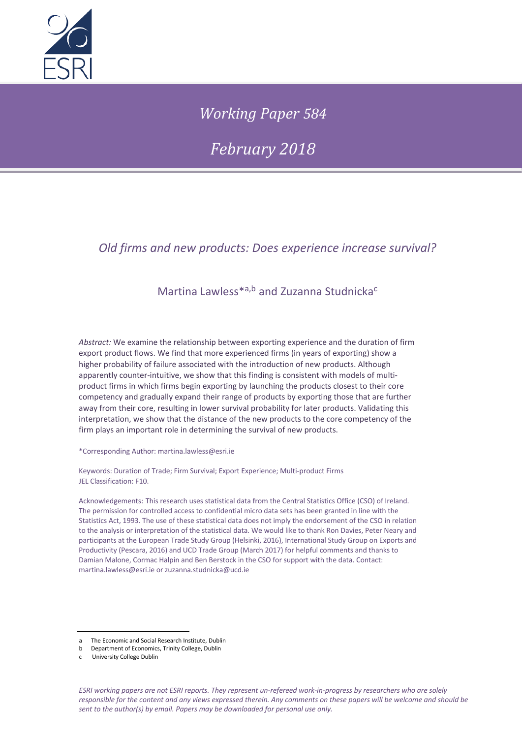*Working Paper 584*

*February 2018*

## *Old firms and new products: Does experience increase survival?*

Martina Lawless*[a,b] and Zuzanna Studnicka[c]

*Abstract:* We examine the relationship between exporting experience and the duration of firm export product flows. We find that more experienced firms (in years of exporting) show a higher probability of failure associated with the introduction of new products. Although apparently counter-intuitive, we show that this finding is consistent with models of multi-product firms in which firms begin exporting by launching the products closest to their core competency and gradually expand their range of products by exporting those that are further away from their core, resulting in lower survival probability for later products. Validating this interpretation, we show that the distance of the new products to the core competency of the firm plays an important role in determining the survival of new products.

*Corresponding Author: martina.lawless@esri.ie

Keywords: Duration of Trade; Firm Survival; Export Experience; Multi-product Firms
JEL Classification: F10.

Acknowledgements: This research uses statistical data from the Central Statistics Office (CSO) of Ireland. The permission for controlled access to confidential micro data sets has been granted in line with the Statistics Act, 1993. The use of these statistical data does not imply the endorsement of the CSO in relation to the analysis or interpretation of the statistical data. We would like to thank Ron Davies, Peter Neary and participants at the European Trade Study Group (Helsinki, 2016), International Study Group on Exports and Productivity (Pescara, 2016) and UCD Trade Group (March 2017) for helpful comments and thanks to Damian Malone, Cormac Halpin and Ben Berstock in the CSO for support with the data. Contact: martina.lawless@esri.ie or zuzanna.studnicka@ucd.ie

---

a The Economic and Social Research Institute, Dublin
b Department of Economics, Trinity College, Dublin
c University College Dublin

*ESRI working papers are not ESRI reports. They represent un-refereed work-in-progress by researchers who are solely responsible for the content and any views expressed therein. Any comments on these papers will be welcome and should be sent to the author(s) by email. Papers may be downloaded for personal use only.*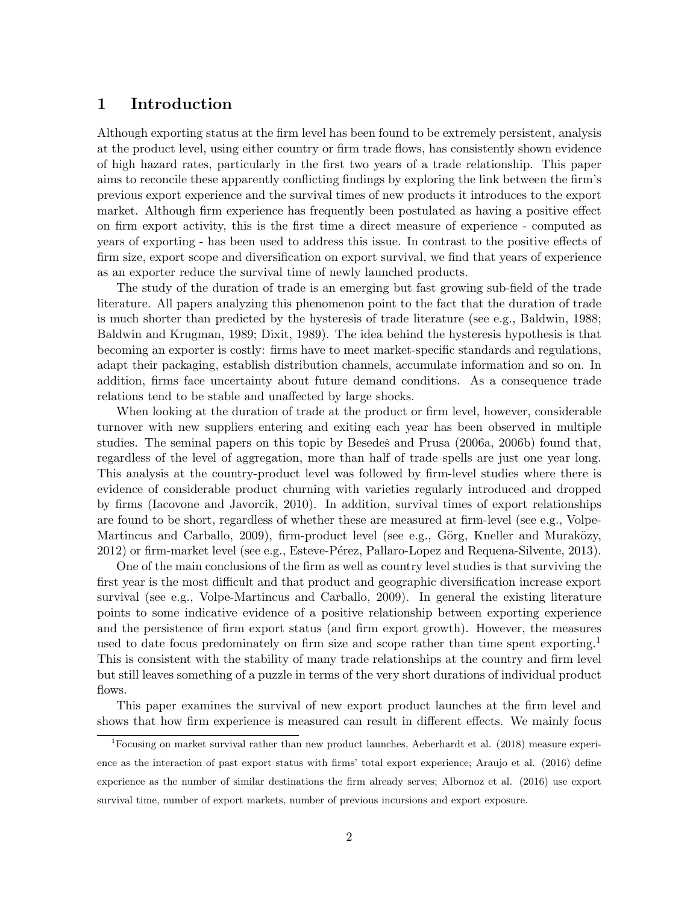# 1 Introduction

Although exporting status at the firm level has been found to be extremely persistent, analysis at the product level, using either country or firm trade flows, has consistently shown evidence of high hazard rates, particularly in the first two years of a trade relationship. This paper aims to reconcile these apparently conflicting findings by exploring the link between the firm's previous export experience and the survival times of new products it introduces to the export market. Although firm experience has frequently been postulated as having a positive effect on firm export activity, this is the first time a direct measure of experience - computed as years of exporting - has been used to address this issue. In contrast to the positive effects of firm size, export scope and diversification on export survival, we find that years of experience as an exporter reduce the survival time of newly launched products.

The study of the duration of trade is an emerging but fast growing sub-field of the trade literature. All papers analyzing this phenomenon point to the fact that the duration of trade is much shorter than predicted by the hysteresis of trade literature (see e.g., Baldwin, 1988; Baldwin and Krugman, 1989; Dixit, 1989). The idea behind the hysteresis hypothesis is that becoming an exporter is costly: firms have to meet market-specific standards and regulations, adapt their packaging, establish distribution channels, accumulate information and so on. In addition, firms face uncertainty about future demand conditions. As a consequence trade relations tend to be stable and unaffected by large shocks.

When looking at the duration of trade at the product or firm level, however, considerable turnover with new suppliers entering and exiting each year has been observed in multiple studies. The seminal papers on this topic by Besedeš and Prusa (2006a, 2006b) found that, regardless of the level of aggregation, more than half of trade spells are just one year long. This analysis at the country-product level was followed by firm-level studies where there is evidence of considerable product churning with varieties regularly introduced and dropped by firms (Iacovone and Javorcik, 2010). In addition, survival times of export relationships are found to be short, regardless of whether these are measured at firm-level (see e.g., Volpe-Martincus and Carballo, 2009), firm-product level (see e.g., Görg, Kneller and Muraközy, 2012) or firm-market level (see e.g., Esteve-Pérez, Pallaro-Lopez and Requena-Silvente, 2013).

One of the main conclusions of the firm as well as country level studies is that surviving the first year is the most difficult and that product and geographic diversification increase export survival (see e.g., Volpe-Martincus and Carballo, 2009). In general the existing literature points to some indicative evidence of a positive relationship between exporting experience and the persistence of firm export status (and firm export growth). However, the measures used to date focus predominately on firm size and scope rather than time spent exporting.[1] This is consistent with the stability of many trade relationships at the country and firm level but still leaves something of a puzzle in terms of the very short durations of individual product flows.

This paper examines the survival of new export product launches at the firm level and shows that how firm experience is measured can result in different effects. We mainly focus

---

[1] Focusing on market survival rather than new product launches, Aeberhardt et al. (2018) measure experience as the interaction of past export status with firms' total export experience; Araujo et al. (2016) define experience as the number of similar destinations the firm already serves; Albornoz et al. (2016) use export survival time, number of export markets, number of previous incursions and export exposure.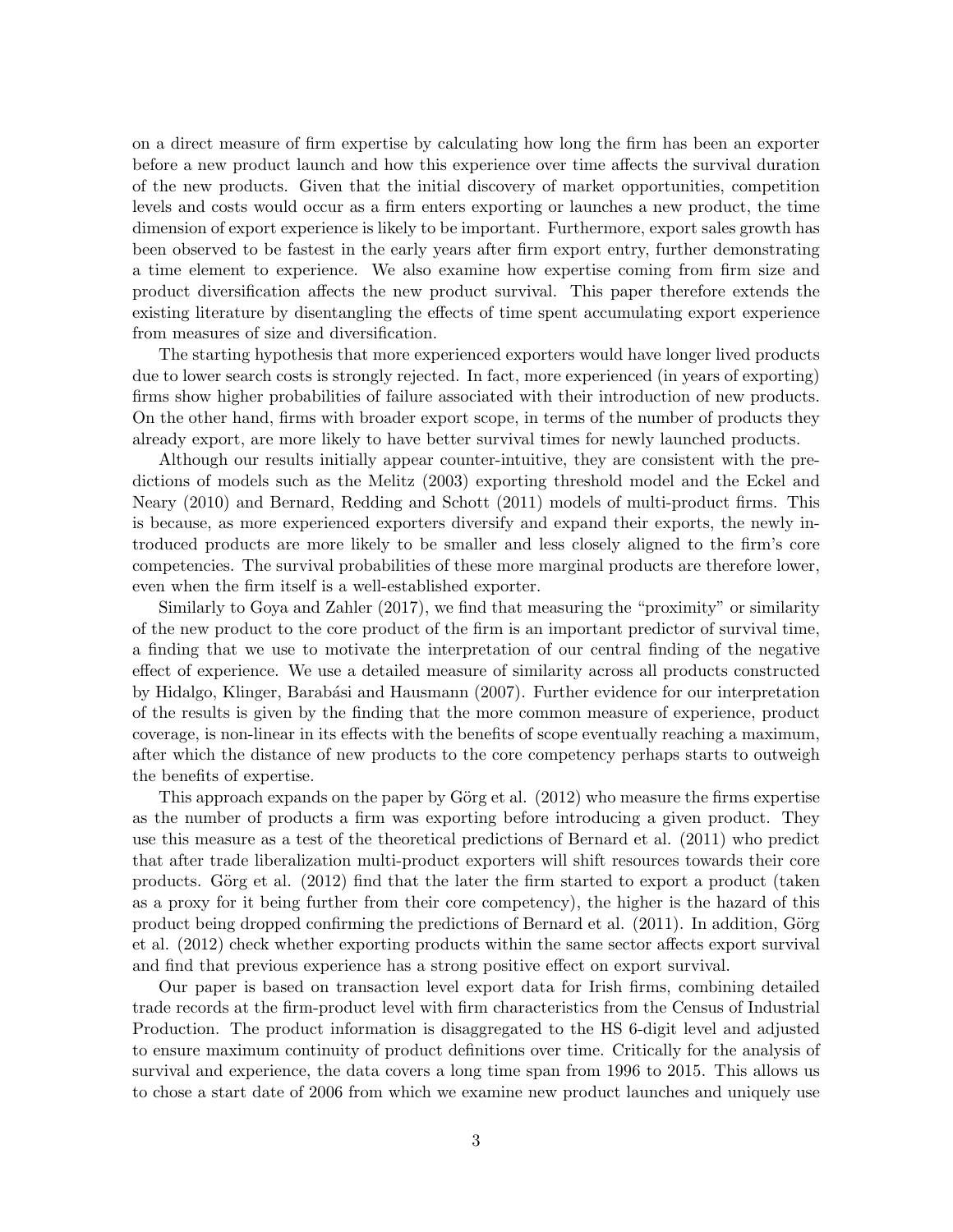on a direct measure of firm expertise by calculating how long the firm has been an exporter before a new product launch and how this experience over time affects the survival duration of the new products. Given that the initial discovery of market opportunities, competition levels and costs would occur as a firm enters exporting or launches a new product, the time dimension of export experience is likely to be important. Furthermore, export sales growth has been observed to be fastest in the early years after firm export entry, further demonstrating a time element to experience. We also examine how expertise coming from firm size and product diversification affects the new product survival. This paper therefore extends the existing literature by disentangling the effects of time spent accumulating export experience from measures of size and diversification.

The starting hypothesis that more experienced exporters would have longer lived products due to lower search costs is strongly rejected. In fact, more experienced (in years of exporting) firms show higher probabilities of failure associated with their introduction of new products. On the other hand, firms with broader export scope, in terms of the number of products they already export, are more likely to have better survival times for newly launched products.

Although our results initially appear counter-intuitive, they are consistent with the predictions of models such as the Melitz (2003) exporting threshold model and the Eckel and Neary (2010) and Bernard, Redding and Schott (2011) models of multi-product firms. This is because, as more experienced exporters diversify and expand their exports, the newly introduced products are more likely to be smaller and less closely aligned to the firm's core competencies. The survival probabilities of these more marginal products are therefore lower, even when the firm itself is a well-established exporter.

Similarly to Goya and Zahler (2017), we find that measuring the "proximity" or similarity of the new product to the core product of the firm is an important predictor of survival time, a finding that we use to motivate the interpretation of our central finding of the negative effect of experience. We use a detailed measure of similarity across all products constructed by Hidalgo, Klinger, Barabási and Hausmann (2007). Further evidence for our interpretation of the results is given by the finding that the more common measure of experience, product coverage, is non-linear in its effects with the benefits of scope eventually reaching a maximum, after which the distance of new products to the core competency perhaps starts to outweigh the benefits of expertise.

This approach expands on the paper by Görg et al. (2012) who measure the firms expertise as the number of products a firm was exporting before introducing a given product. They use this measure as a test of the theoretical predictions of Bernard et al. (2011) who predict that after trade liberalization multi-product exporters will shift resources towards their core products. Görg et al. (2012) find that the later the firm started to export a product (taken as a proxy for it being further from their core competency), the higher is the hazard of this product being dropped confirming the predictions of Bernard et al. (2011). In addition, Görg et al. (2012) check whether exporting products within the same sector affects export survival and find that previous experience has a strong positive effect on export survival.

Our paper is based on transaction level export data for Irish firms, combining detailed trade records at the firm-product level with firm characteristics from the Census of Industrial Production. The product information is disaggregated to the HS 6-digit level and adjusted to ensure maximum continuity of product definitions over time. Critically for the analysis of survival and experience, the data covers a long time span from 1996 to 2015. This allows us to chose a start date of 2006 from which we examine new product launches and uniquely use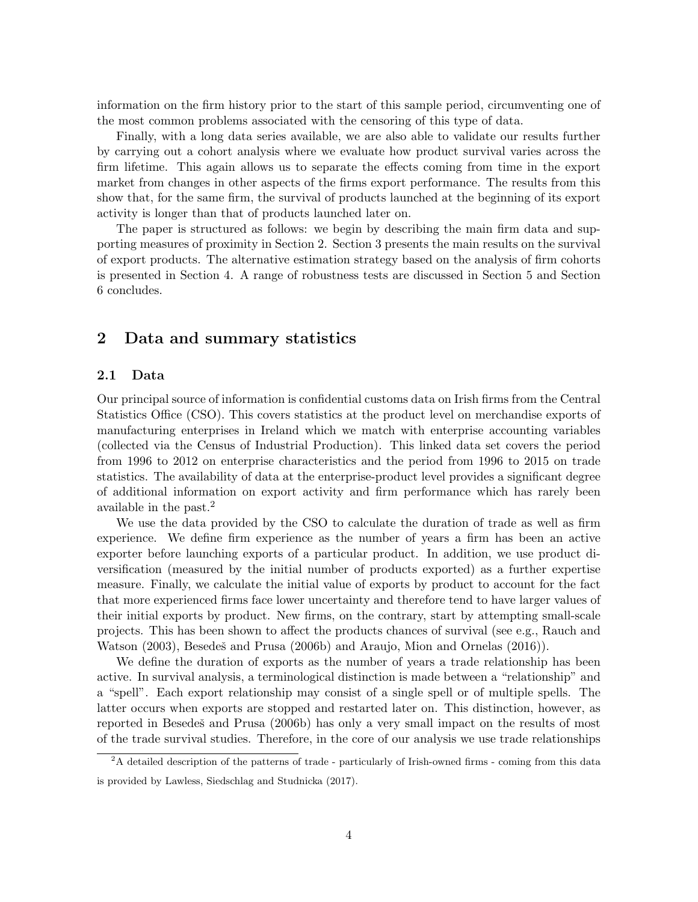information on the firm history prior to the start of this sample period, circumventing one of the most common problems associated with the censoring of this type of data.

Finally, with a long data series available, we are also able to validate our results further by carrying out a cohort analysis where we evaluate how product survival varies across the firm lifetime. This again allows us to separate the effects coming from time in the export market from changes in other aspects of the firms export performance. The results from this show that, for the same firm, the survival of products launched at the beginning of its export activity is longer than that of products launched later on.

The paper is structured as follows: we begin by describing the main firm data and supporting measures of proximity in Section 2. Section 3 presents the main results on the survival of export products. The alternative estimation strategy based on the analysis of firm cohorts is presented in Section 4. A range of robustness tests are discussed in Section 5 and Section 6 concludes.

## 2 Data and summary statistics

### 2.1 Data

Our principal source of information is confidential customs data on Irish firms from the Central Statistics Office (CSO). This covers statistics at the product level on merchandise exports of manufacturing enterprises in Ireland which we match with enterprise accounting variables (collected via the Census of Industrial Production). This linked data set covers the period from 1996 to 2012 on enterprise characteristics and the period from 1996 to 2015 on trade statistics. The availability of data at the enterprise-product level provides a significant degree of additional information on export activity and firm performance which has rarely been available in the past.[2]

We use the data provided by the CSO to calculate the duration of trade as well as firm experience. We define firm experience as the number of years a firm has been an active exporter before launching exports of a particular product. In addition, we use product diversification (measured by the initial number of products exported) as a further expertise measure. Finally, we calculate the initial value of exports by product to account for the fact that more experienced firms face lower uncertainty and therefore tend to have larger values of their initial exports by product. New firms, on the contrary, start by attempting small-scale projects. This has been shown to affect the products chances of survival (see e.g., Rauch and Watson (2003), Besedeš and Prusa (2006b) and Araujo, Mion and Ornelas (2016)).

We define the duration of exports as the number of years a trade relationship has been active. In survival analysis, a terminological distinction is made between a "relationship" and a "spell". Each export relationship may consist of a single spell or of multiple spells. The latter occurs when exports are stopped and restarted later on. This distinction, however, as reported in Besedeš and Prusa (2006b) has only a very small impact on the results of most of the trade survival studies. Therefore, in the core of our analysis we use trade relationships

[2] A detailed description of the patterns of trade - particularly of Irish-owned firms - coming from this data is provided by Lawless, Siedschlag and Studnicka (2017).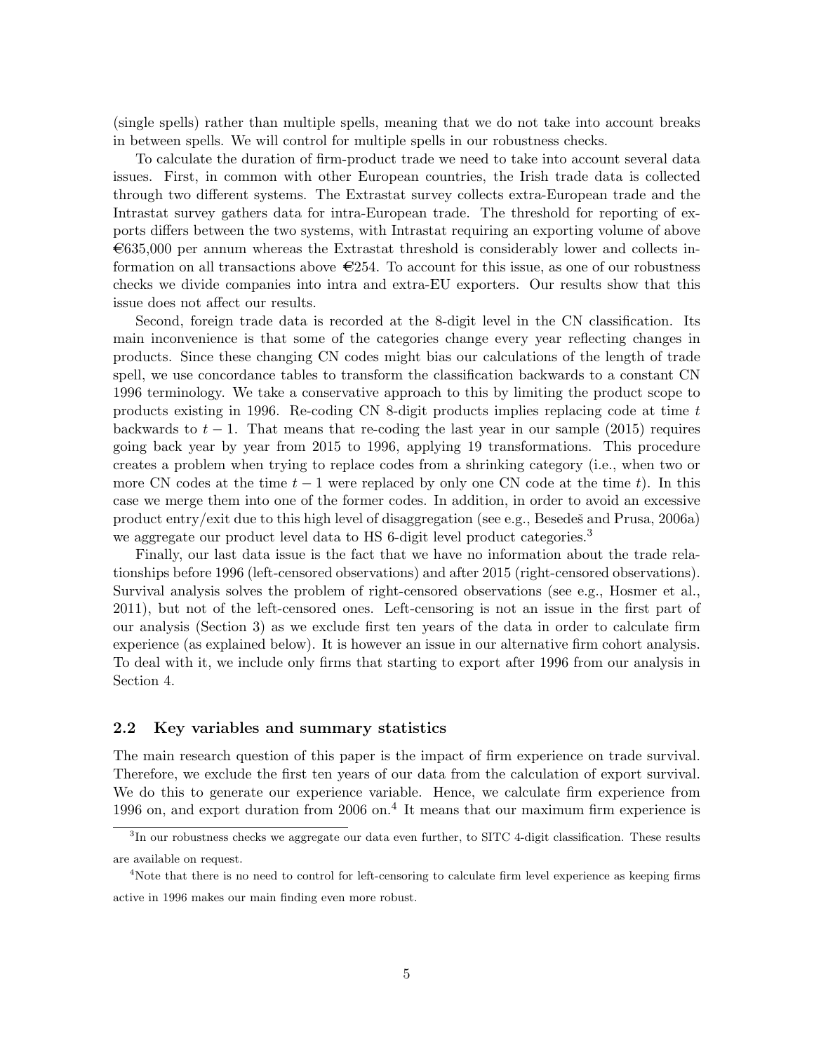(single spells) rather than multiple spells, meaning that we do not take into account breaks in between spells. We will control for multiple spells in our robustness checks.

To calculate the duration of firm-product trade we need to take into account several data issues. First, in common with other European countries, the Irish trade data is collected through two different systems. The Extrastat survey collects extra-European trade and the Intrastat survey gathers data for intra-European trade. The threshold for reporting of exports differs between the two systems, with Intrastat requiring an exporting volume of above €635,000 per annum whereas the Extrastat threshold is considerably lower and collects information on all transactions above €254. To account for this issue, as one of our robustness checks we divide companies into intra and extra-EU exporters. Our results show that this issue does not affect our results.

Second, foreign trade data is recorded at the 8-digit level in the CN classification. Its main inconvenience is that some of the categories change every year reflecting changes in products. Since these changing CN codes might bias our calculations of the length of trade spell, we use concordance tables to transform the classification backwards to a constant CN 1996 terminology. We take a conservative approach to this by limiting the product scope to products existing in 1996. Re-coding CN 8-digit products implies replacing code at time $t$ backwards to $t-1$. That means that re-coding the last year in our sample (2015) requires going back year by year from 2015 to 1996, applying 19 transformations. This procedure creates a problem when trying to replace codes from a shrinking category (i.e., when two or more CN codes at the time $t-1$ were replaced by only one CN code at the time $t$). In this case we merge them into one of the former codes. In addition, in order to avoid an excessive product entry/exit due to this high level of disaggregation (see e.g., Besedeš and Prusa, 2006a) we aggregate our product level data to HS 6-digit level product categories.[3]

Finally, our last data issue is the fact that we have no information about the trade relationships before 1996 (left-censored observations) and after 2015 (right-censored observations). Survival analysis solves the problem of right-censored observations (see e.g., Hosmer et al., 2011), but not of the left-censored ones. Left-censoring is not an issue in the first part of our analysis (Section 3) as we exclude first ten years of the data in order to calculate firm experience (as explained below). It is however an issue in our alternative firm cohort analysis. To deal with it, we include only firms that starting to export after 1996 from our analysis in Section 4.

### 2.2 Key variables and summary statistics

The main research question of this paper is the impact of firm experience on trade survival. Therefore, we exclude the first ten years of our data from the calculation of export survival. We do this to generate our experience variable. Hence, we calculate firm experience from 1996 on, and export duration from 2006 on.[4] It means that our maximum firm experience is

[3] In our robustness checks we aggregate our data even further, to SITC 4-digit classification. These results are available on request.

[4] Note that there is no need to control for left-censoring to calculate firm level experience as keeping firms active in 1996 makes our main finding even more robust.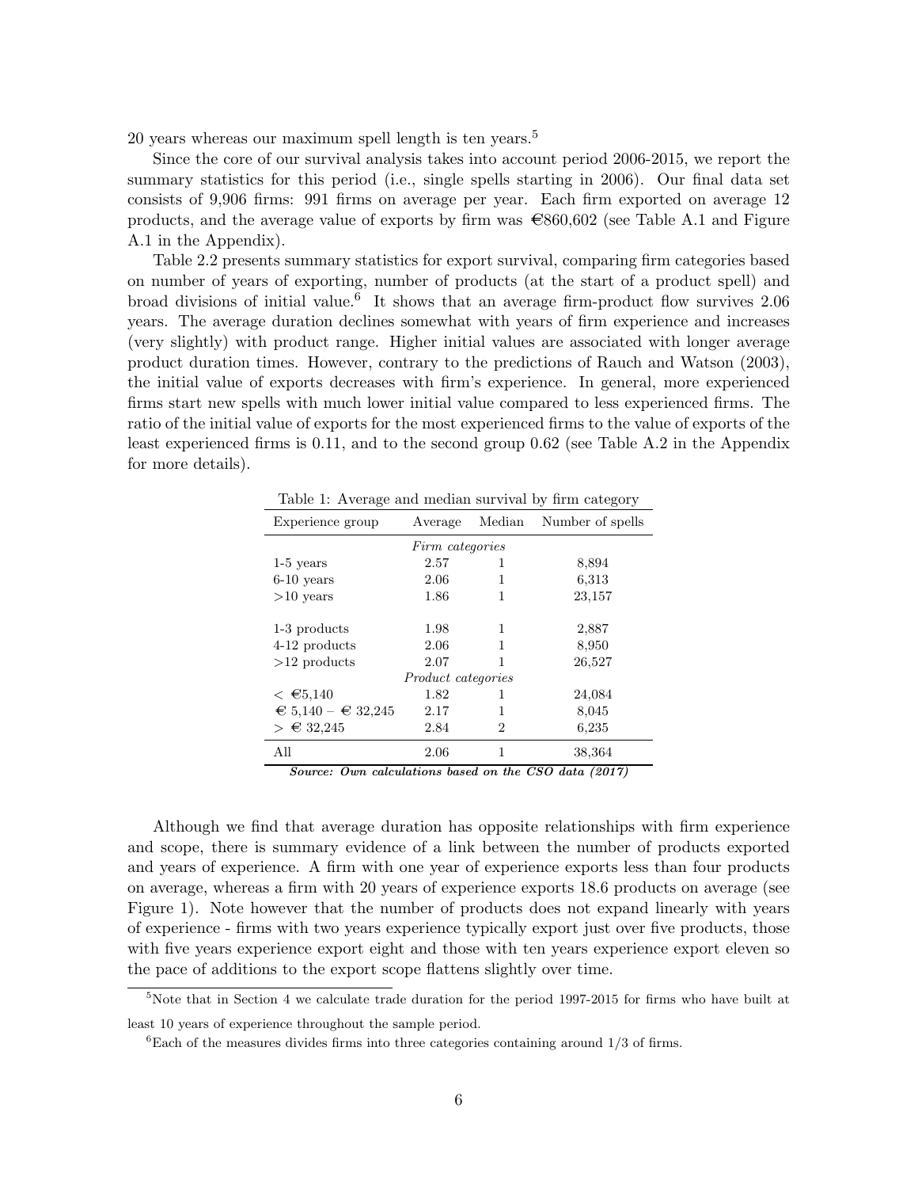20 years whereas our maximum spell length is ten years.[5]

Since the core of our survival analysis takes into account period 2006-2015, we report the summary statistics for this period (i.e., single spells starting in 2006). Our final data set consists of 9,906 firms: 991 firms on average per year. Each firm exported on average 12 products, and the average value of exports by firm was €860,602 (see Table A.1 and Figure A.1 in the Appendix).

Table 2.2 presents summary statistics for export survival, comparing firm categories based on number of years of exporting, number of products (at the start of a product spell) and broad divisions of initial value.[6] It shows that an average firm-product flow survives 2.06 years. The average duration declines somewhat with years of firm experience and increases (very slightly) with product range. Higher initial values are associated with longer average product duration times. However, contrary to the predictions of Rauch and Watson (2003), the initial value of exports decreases with firm's experience. In general, more experienced firms start new spells with much lower initial value compared to less experienced firms. The ratio of the initial value of exports for the most experienced firms to the value of exports of the least experienced firms is 0.11, and to the second group 0.62 (see Table A.2 in the Appendix for more details).

Table 1: Average and median survival by firm category

| Experience group | Average | Median | Number of spells |
|---|---|---|---|
| *Firm categories* | | | |
| 1-5 years | 2.57 | 1 | 8,894 |
| 6-10 years | 2.06 | 1 | 6,313 |
| >10 years | 1.86 | 1 | 23,157 |
| 1-3 products | 1.98 | 1 | 2,887 |
| 4-12 products | 2.06 | 1 | 8,950 |
| >12 products | 2.07 | 1 | 26,527 |
| *Product categories* | | | |
| < €5,140 | 1.82 | 1 | 24,084 |
| € 5,140 – € 32,245 | 2.17 | 1 | 8,045 |
| > € 32,245 | 2.84 | 2 | 6,235 |
| All | 2.06 | 1 | 38,364 |

***Source: Own calculations based on the CSO data (2017)***

Although we find that average duration has opposite relationships with firm experience and scope, there is summary evidence of a link between the number of products exported and years of experience. A firm with one year of experience exports less than four products on average, whereas a firm with 20 years of experience exports 18.6 products on average (see Figure 1). Note however that the number of products does not expand linearly with years of experience - firms with two years experience typically export just over five products, those with five years experience export eight and those with ten years experience export eleven so the pace of additions to the export scope flattens slightly over time.

[5] Note that in Section 4 we calculate trade duration for the period 1997-2015 for firms who have built at least 10 years of experience throughout the sample period.

[6] Each of the measures divides firms into three categories containing around 1/3 of firms.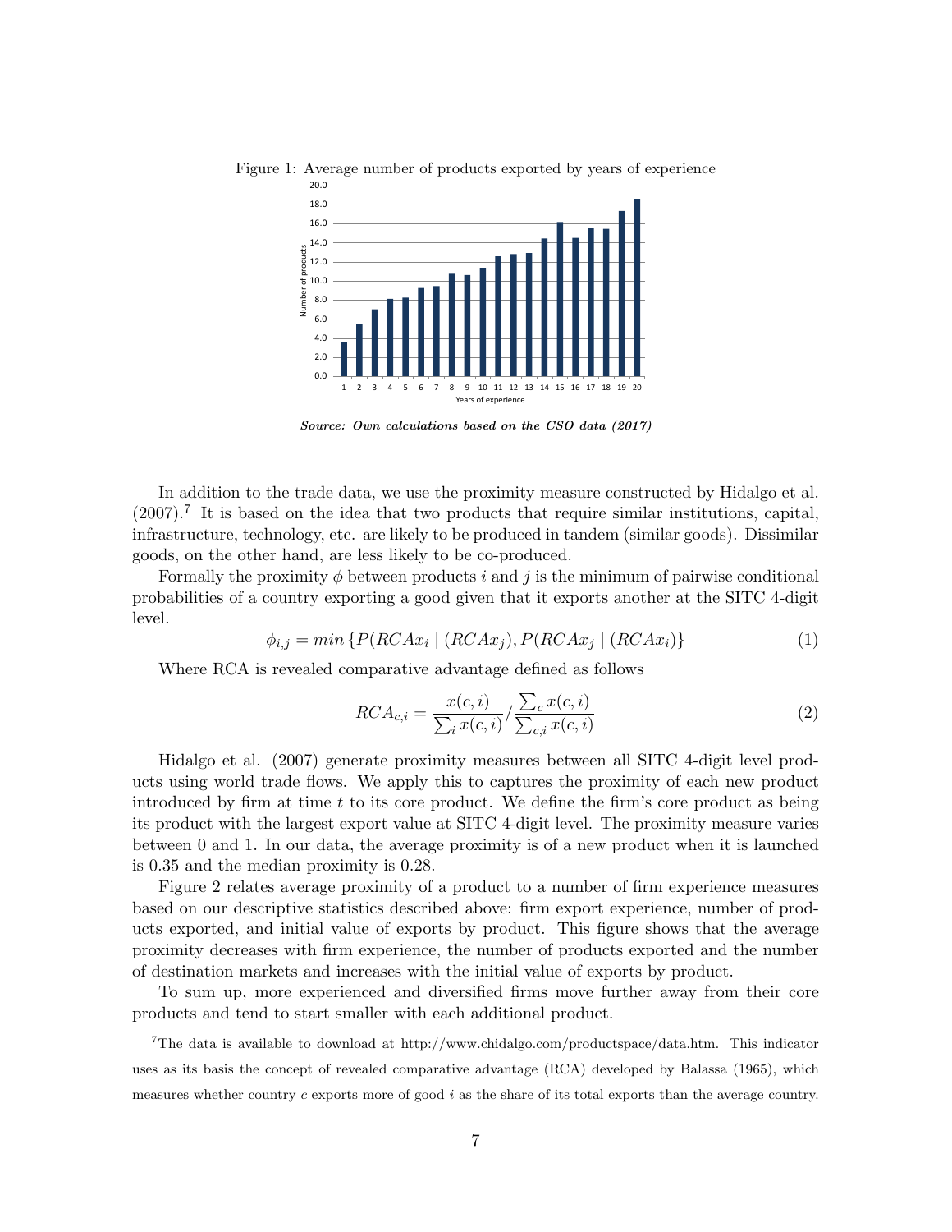Figure 1: Average number of products exported by years of experience

***Source: Own calculations based on the CSO data (2017)***

In addition to the trade data, we use the proximity measure constructed by Hidalgo et al. (2007).[7] It is based on the idea that two products that require similar institutions, capital, infrastructure, technology, etc. are likely to be produced in tandem (similar goods). Dissimilar goods, on the other hand, are less likely to be co-produced.

Formally the proximity $\phi$ between products $i$ and $j$ is the minimum of pairwise conditional probabilities of a country exporting a good given that it exports another at the SITC 4-digit level.

$$\phi_{i,j} = min\left\{P(RCAx_i \mid (RCAx_j), P(RCAx_j \mid (RCAx_i)\right\} \tag{1}$$

Where RCA is revealed comparative advantage defined as follows

$$RCA_{c,i} = \frac{x(c,i)}{\sum_i x(c,i)} / \frac{\sum_c x(c,i)}{\sum_{c,i} x(c,i)} \tag{2}$$

Hidalgo et al. (2007) generate proximity measures between all SITC 4-digit level products using world trade flows. We apply this to captures the proximity of each new product introduced by firm at time $t$ to its core product. We define the firm's core product as being its product with the largest export value at SITC 4-digit level. The proximity measure varies between 0 and 1. In our data, the average proximity is of a new product when it is launched is 0.35 and the median proximity is 0.28.

Figure 2 relates average proximity of a product to a number of firm experience measures based on our descriptive statistics described above: firm export experience, number of products exported, and initial value of exports by product. This figure shows that the average proximity decreases with firm experience, the number of products exported and the number of destination markets and increases with the initial value of exports by product.

To sum up, more experienced and diversified firms move further away from their core products and tend to start smaller with each additional product.

---

[7] The data is available to download at http://www.chidalgo.com/productspace/data.htm. This indicator uses as its basis the concept of revealed comparative advantage (RCA) developed by Balassa (1965), which measures whether country $c$ exports more of good $i$ as the share of its total exports than the average country.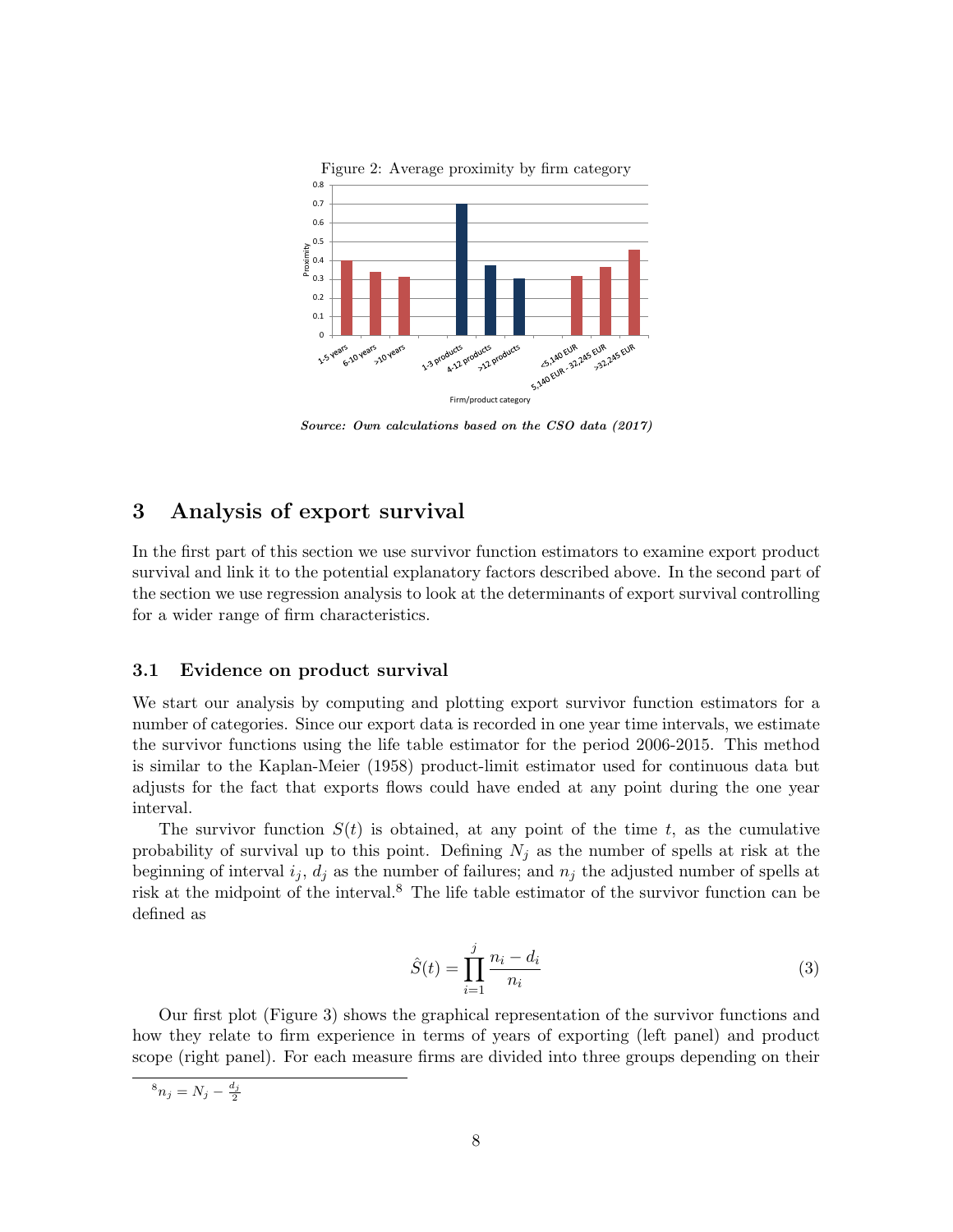Figure 2: Average proximity by firm category

*Source: Own calculations based on the CSO data (2017)*

## 3 Analysis of export survival

In the first part of this section we use survivor function estimators to examine export product survival and link it to the potential explanatory factors described above. In the second part of the section we use regression analysis to look at the determinants of export survival controlling for a wider range of firm characteristics.

### 3.1 Evidence on product survival

We start our analysis by computing and plotting export survivor function estimators for a number of categories. Since our export data is recorded in one year time intervals, we estimate the survivor functions using the life table estimator for the period 2006-2015. This method is similar to the Kaplan-Meier (1958) product-limit estimator used for continuous data but adjusts for the fact that exports flows could have ended at any point during the one year interval.

The survivor function $S(t)$ is obtained, at any point of the time $t$, as the cumulative probability of survival up to this point. Defining $N_j$ as the number of spells at risk at the beginning of interval $i_j$, $d_j$ as the number of failures; and $n_j$ the adjusted number of spells at risk at the midpoint of the interval.[8] The life table estimator of the survivor function can be defined as

$$\hat{S}(t) = \prod_{i=1}^{j} \frac{n_i - d_i}{n_i} \tag{3}$$

Our first plot (Figure 3) shows the graphical representation of the survivor functions and how they relate to firm experience in terms of years of exporting (left panel) and product scope (right panel). For each measure firms are divided into three groups depending on their

[8] $n_j = N_j - \frac{d_j}{2}$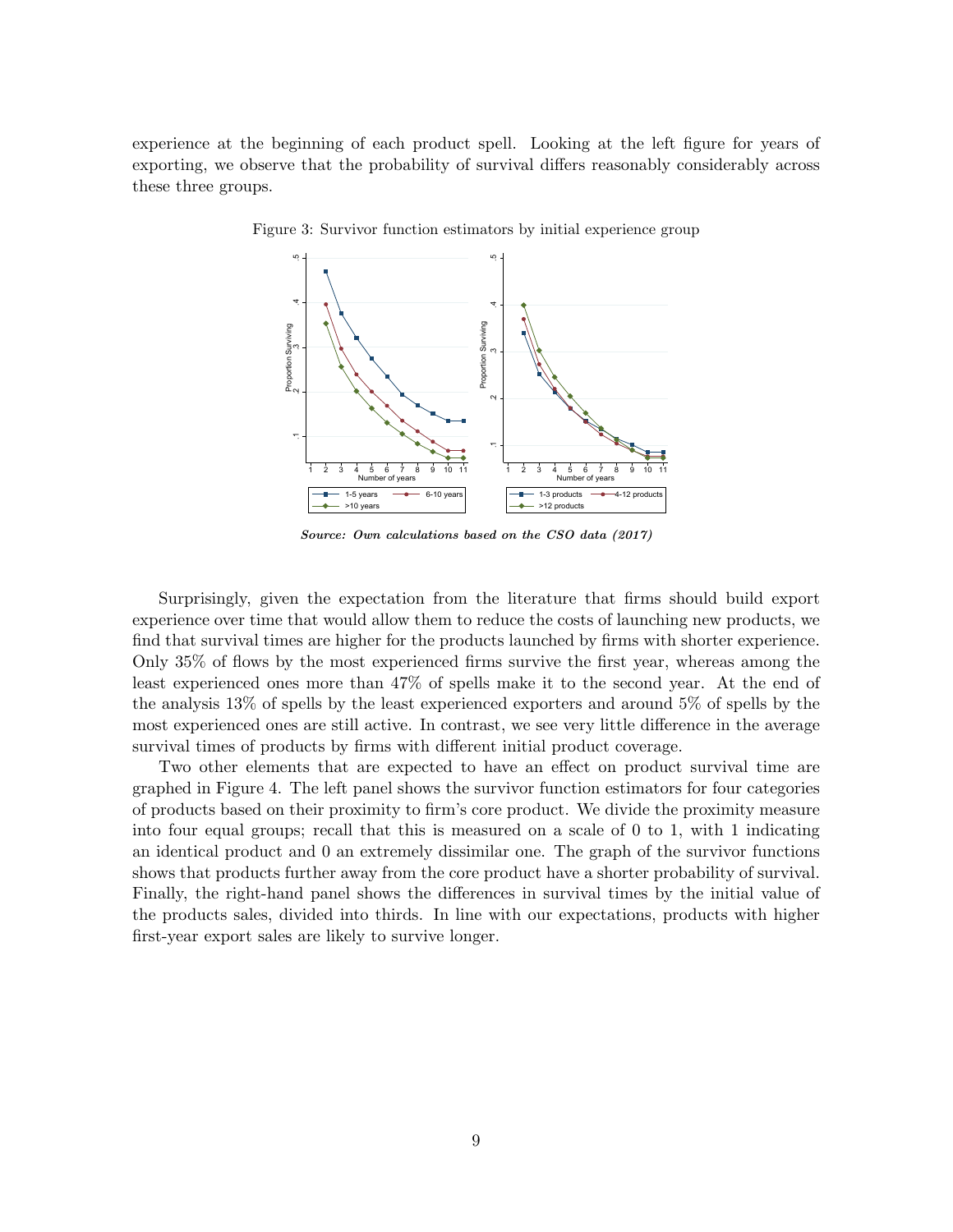experience at the beginning of each product spell. Looking at the left figure for years of exporting, we observe that the probability of survival differs reasonably considerably across these three groups.

Figure 3: Survivor function estimators by initial experience group

***Source: Own calculations based on the CSO data (2017)***

Surprisingly, given the expectation from the literature that firms should build export experience over time that would allow them to reduce the costs of launching new products, we find that survival times are higher for the products launched by firms with shorter experience. Only 35% of flows by the most experienced firms survive the first year, whereas among the least experienced ones more than 47% of spells make it to the second year. At the end of the analysis 13% of spells by the least experienced exporters and around 5% of spells by the most experienced ones are still active. In contrast, we see very little difference in the average survival times of products by firms with different initial product coverage.

Two other elements that are expected to have an effect on product survival time are graphed in Figure 4. The left panel shows the survivor function estimators for four categories of products based on their proximity to firm's core product. We divide the proximity measure into four equal groups; recall that this is measured on a scale of 0 to 1, with 1 indicating an identical product and 0 an extremely dissimilar one. The graph of the survivor functions shows that products further away from the core product have a shorter probability of survival. Finally, the right-hand panel shows the differences in survival times by the initial value of the products sales, divided into thirds. In line with our expectations, products with higher first-year export sales are likely to survive longer.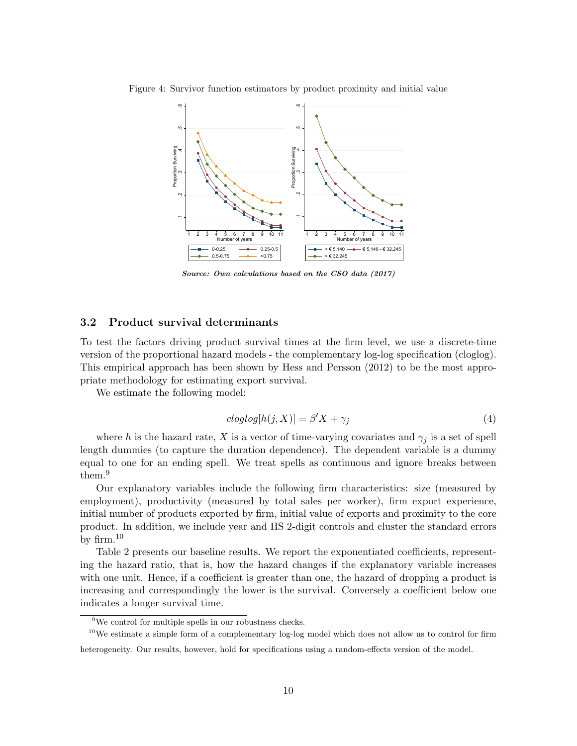Figure 4: Survivor function estimators by product proximity and initial value

***Source: Own calculations based on the CSO data (2017)***

### 3.2 Product survival determinants

To test the factors driving product survival times at the firm level, we use a discrete-time version of the proportional hazard models - the complementary log-log specification (cloglog). This empirical approach has been shown by Hess and Persson (2012) to be the most appropriate methodology for estimating export survival.

We estimate the following model:

$$cloglog[h(j, X)] = \beta' X + \gamma_j \tag{4}$$

where $h$ is the hazard rate, $X$ is a vector of time-varying covariates and $\gamma_j$ is a set of spell length dummies (to capture the duration dependence). The dependent variable is a dummy equal to one for an ending spell. We treat spells as continuous and ignore breaks between them.[9]

Our explanatory variables include the following firm characteristics: size (measured by employment), productivity (measured by total sales per worker), firm export experience, initial number of products exported by firm, initial value of exports and proximity to the core product. In addition, we include year and HS 2-digit controls and cluster the standard errors by firm.[10]

Table 2 presents our baseline results. We report the exponentiated coefficients, representing the hazard ratio, that is, how the hazard changes if the explanatory variable increases with one unit. Hence, if a coefficient is greater than one, the hazard of dropping a product is increasing and correspondingly the lower is the survival. Conversely a coefficient below one indicates a longer survival time.

---

[9] We control for multiple spells in our robustness checks.

[10] We estimate a simple form of a complementary log-log model which does not allow us to control for firm heterogeneity. Our results, however, hold for specifications using a random-effects version of the model.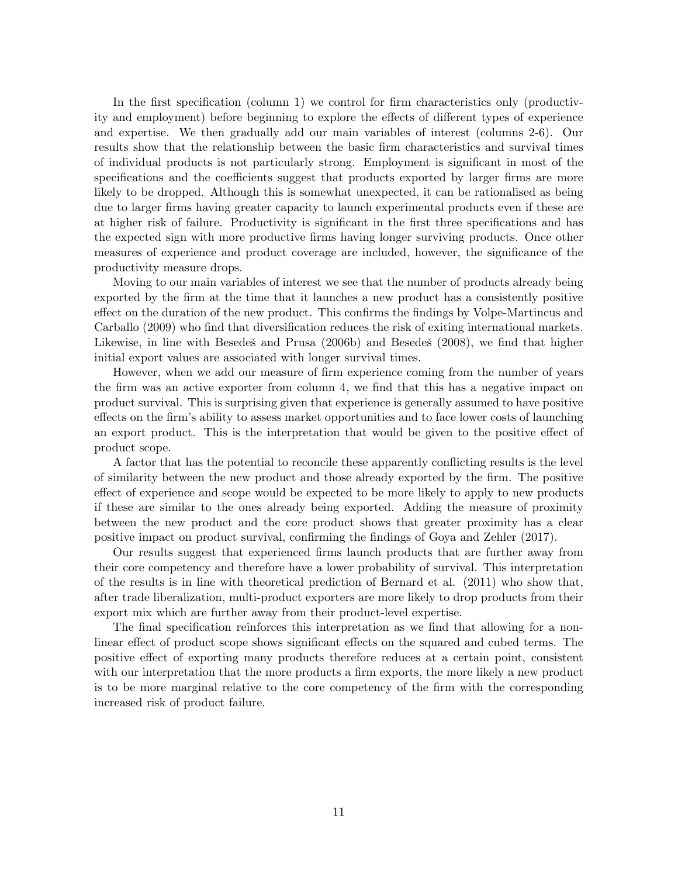In the first specification (column 1) we control for firm characteristics only (productivity and employment) before beginning to explore the effects of different types of experience and expertise. We then gradually add our main variables of interest (columns 2-6). Our results show that the relationship between the basic firm characteristics and survival times of individual products is not particularly strong. Employment is significant in most of the specifications and the coefficients suggest that products exported by larger firms are more likely to be dropped. Although this is somewhat unexpected, it can be rationalised as being due to larger firms having greater capacity to launch experimental products even if these are at higher risk of failure. Productivity is significant in the first three specifications and has the expected sign with more productive firms having longer surviving products. Once other measures of experience and product coverage are included, however, the significance of the productivity measure drops.

Moving to our main variables of interest we see that the number of products already being exported by the firm at the time that it launches a new product has a consistently positive effect on the duration of the new product. This confirms the findings by Volpe-Martincus and Carballo (2009) who find that diversification reduces the risk of exiting international markets. Likewise, in line with Besedeš and Prusa (2006b) and Besedeš (2008), we find that higher initial export values are associated with longer survival times.

However, when we add our measure of firm experience coming from the number of years the firm was an active exporter from column 4, we find that this has a negative impact on product survival. This is surprising given that experience is generally assumed to have positive effects on the firm's ability to assess market opportunities and to face lower costs of launching an export product. This is the interpretation that would be given to the positive effect of product scope.

A factor that has the potential to reconcile these apparently conflicting results is the level of similarity between the new product and those already exported by the firm. The positive effect of experience and scope would be expected to be more likely to apply to new products if these are similar to the ones already being exported. Adding the measure of proximity between the new product and the core product shows that greater proximity has a clear positive impact on product survival, confirming the findings of Goya and Zehler (2017).

Our results suggest that experienced firms launch products that are further away from their core competency and therefore have a lower probability of survival. This interpretation of the results is in line with theoretical prediction of Bernard et al. (2011) who show that, after trade liberalization, multi-product exporters are more likely to drop products from their export mix which are further away from their product-level expertise.

The final specification reinforces this interpretation as we find that allowing for a non-linear effect of product scope shows significant effects on the squared and cubed terms. The positive effect of exporting many products therefore reduces at a certain point, consistent with our interpretation that the more products a firm exports, the more likely a new product is to be more marginal relative to the core competency of the firm with the corresponding increased risk of product failure.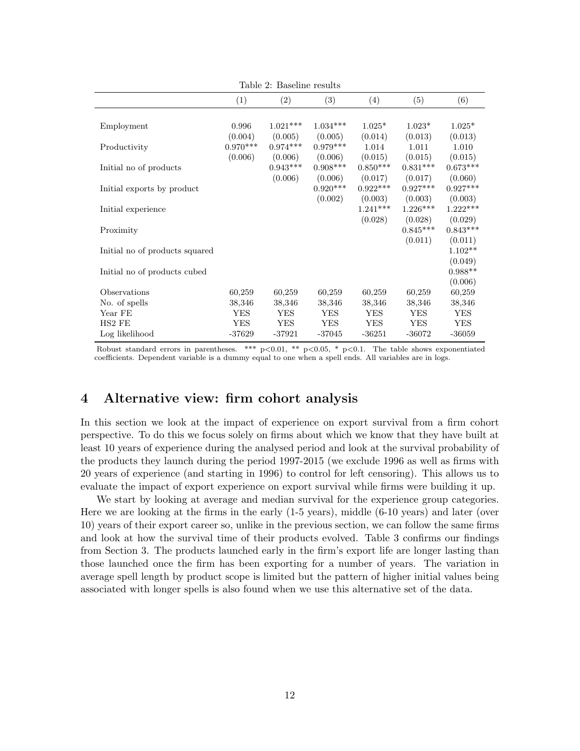Table 2: Baseline results

| | (1) | (2) | (3) | (4) | (5) | (6) |
|---|---|---|---|---|---|---|
| Employment | 0.996 | 1.021*** | 1.034*** | 1.025* | 1.023* | 1.025* |
| | (0.004) | (0.005) | (0.005) | (0.014) | (0.013) | (0.013) |
| Productivity | 0.970*** | 0.974*** | 0.979*** | 1.014 | 1.011 | 1.010 |
| | (0.006) | (0.006) | (0.006) | (0.015) | (0.015) | (0.015) |
| Initial no of products | | 0.943*** | 0.908*** | 0.850*** | 0.831*** | 0.673*** |
| | | (0.006) | (0.006) | (0.017) | (0.017) | (0.060) |
| Initial exports by product | | | 0.920*** | 0.922*** | 0.927*** | 0.927*** |
| | | | (0.002) | (0.003) | (0.003) | (0.003) |
| Initial experience | | | | 1.241*** | 1.226*** | 1.222*** |
| | | | | (0.028) | (0.028) | (0.029) |
| Proximity | | | | | 0.845*** | 0.843*** |
| | | | | | (0.011) | (0.011) |
| Initial no of products squared | | | | | | 1.102** |
| | | | | | | (0.049) |
| Initial no of products cubed | | | | | | 0.988** |
| | | | | | | (0.006) |
| Observations | 60,259 | 60,259 | 60,259 | 60,259 | 60,259 | 60,259 |
| No. of spells | 38,346 | 38,346 | 38,346 | 38,346 | 38,346 | 38,346 |
| Year FE | YES | YES | YES | YES | YES | YES |
| HS2 FE | YES | YES | YES | YES | YES | YES |
| Log likelihood | -37629 | -37921 | -37045 | -36251 | -36072 | -36059 |

Robust standard errors in parentheses. *** p<0.01, ** p<0.05, * p<0.1. The table shows exponentiated coefficients. Dependent variable is a dummy equal to one when a spell ends. All variables are in logs.

# 4 Alternative view: firm cohort analysis

In this section we look at the impact of experience on export survival from a firm cohort perspective. To do this we focus solely on firms about which we know that they have built at least 10 years of experience during the analysed period and look at the survival probability of the products they launch during the period 1997-2015 (we exclude 1996 as well as firms with 20 years of experience (and starting in 1996) to control for left censoring). This allows us to evaluate the impact of export experience on export survival while firms were building it up.

We start by looking at average and median survival for the experience group categories. Here we are looking at the firms in the early (1-5 years), middle (6-10 years) and later (over 10) years of their export career so, unlike in the previous section, we can follow the same firms and look at how the survival time of their products evolved. Table 3 confirms our findings from Section 3. The products launched early in the firm's export life are longer lasting than those launched once the firm has been exporting for a number of years. The variation in average spell length by product scope is limited but the pattern of higher initial values being associated with longer spells is also found when we use this alternative set of the data.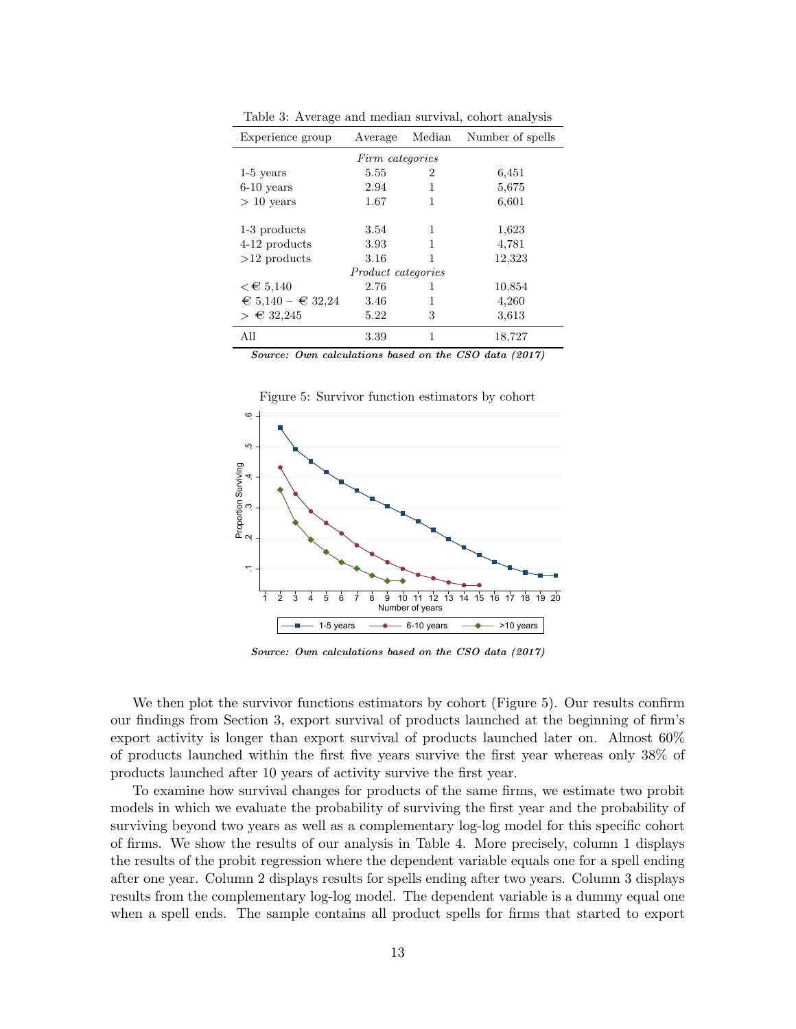Table 3: Average and median survival, cohort analysis

| Experience group | Average | Median | Number of spells |
|---|---|---|---|
| *Firm categories* | | | |
| 1-5 years | 5.55 | 2 | 6,451 |
| 6-10 years | 2.94 | 1 | 5,675 |
| > 10 years | 1.67 | 1 | 6,601 |
| 1-3 products | 3.54 | 1 | 1,623 |
| 4-12 products | 3.93 | 1 | 4,781 |
| >12 products | 3.16 | 1 | 12,323 |
| *Product categories* | | | |
| < € 5,140 | 2.76 | 1 | 10,854 |
| € 5,140 – € 32,24 | 3.46 | 1 | 4,260 |
| > € 32,245 | 5.22 | 3 | 3,613 |
| All | 3.39 | 1 | 18,727 |

***Source: Own calculations based on the CSO data (2017)***

Figure 5: Survivor function estimators by cohort

***Source: Own calculations based on the CSO data (2017)***

We then plot the survivor functions estimators by cohort (Figure 5). Our results confirm our findings from Section 3, export survival of products launched at the beginning of firm's export activity is longer than export survival of products launched later on. Almost 60% of products launched within the first five years survive the first year whereas only 38% of products launched after 10 years of activity survive the first year.

To examine how survival changes for products of the same firms, we estimate two probit models in which we evaluate the probability of surviving the first year and the probability of surviving beyond two years as well as a complementary log-log model for this specific cohort of firms. We show the results of our analysis in Table 4. More precisely, column 1 displays the results of the probit regression where the dependent variable equals one for a spell ending after one year. Column 2 displays results for spells ending after two years. Column 3 displays results from the complementary log-log model. The dependent variable is a dummy equal one when a spell ends. The sample contains all product spells for firms that started to export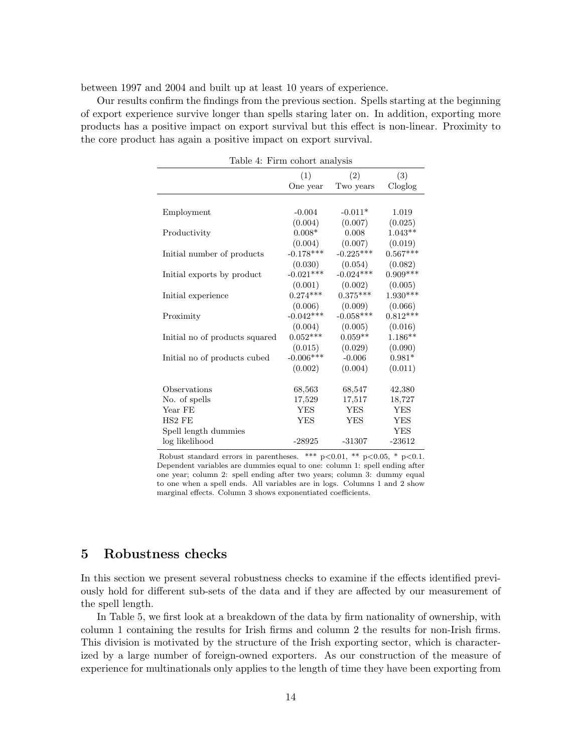between 1997 and 2004 and built up at least 10 years of experience.

Our results confirm the findings from the previous section. Spells starting at the beginning of export experience survive longer than spells staring later on. In addition, exporting more products has a positive impact on export survival but this effect is non-linear. Proximity to the core product has again a positive impact on export survival.

Table 4: Firm cohort analysis

| | (1) One year | (2) Two years | (3) Cloglog |
|---|---|---|---|
| Employment | -0.004 | -0.011* | 1.019 |
| | (0.004) | (0.007) | (0.025) |
| Productivity | 0.008* | 0.008 | 1.043** |
| | (0.004) | (0.007) | (0.019) |
| Initial number of products | -0.178*** | -0.225*** | 0.567*** |
| | (0.030) | (0.054) | (0.082) |
| Initial exports by product | -0.021*** | -0.024*** | 0.909*** |
| | (0.001) | (0.002) | (0.005) |
| Initial experience | 0.274*** | 0.375*** | 1.930*** |
| | (0.006) | (0.009) | (0.066) |
| Proximity | -0.042*** | -0.058*** | 0.812*** |
| | (0.004) | (0.005) | (0.016) |
| Initial no of products squared | 0.052*** | 0.059** | 1.186** |
| | (0.015) | (0.029) | (0.090) |
| Initial no of products cubed | -0.006*** | -0.006 | 0.981* |
| | (0.002) | (0.004) | (0.011) |
| Observations | 68,563 | 68,547 | 42,380 |
| No. of spells | 17,529 | 17,517 | 18,727 |
| Year FE | YES | YES | YES |
| HS2 FE | YES | YES | YES |
| Spell length dummies | | | YES |
| log likelihood | -28925 | -31307 | -23612 |

Robust standard errors in parentheses. *** p<0.01, ** p<0.05, * p<0.1. Dependent variables are dummies equal to one: column 1: spell ending after one year; column 2: spell ending after two years; column 3: dummy equal to one when a spell ends. All variables are in logs. Columns 1 and 2 show marginal effects. Column 3 shows exponentiated coefficients.

# 5 Robustness checks

In this section we present several robustness checks to examine if the effects identified previously hold for different sub-sets of the data and if they are affected by our measurement of the spell length.

In Table 5, we first look at a breakdown of the data by firm nationality of ownership, with column 1 containing the results for Irish firms and column 2 the results for non-Irish firms. This division is motivated by the structure of the Irish exporting sector, which is characterized by a large number of foreign-owned exporters. As our construction of the measure of experience for multinationals only applies to the length of time they have been exporting from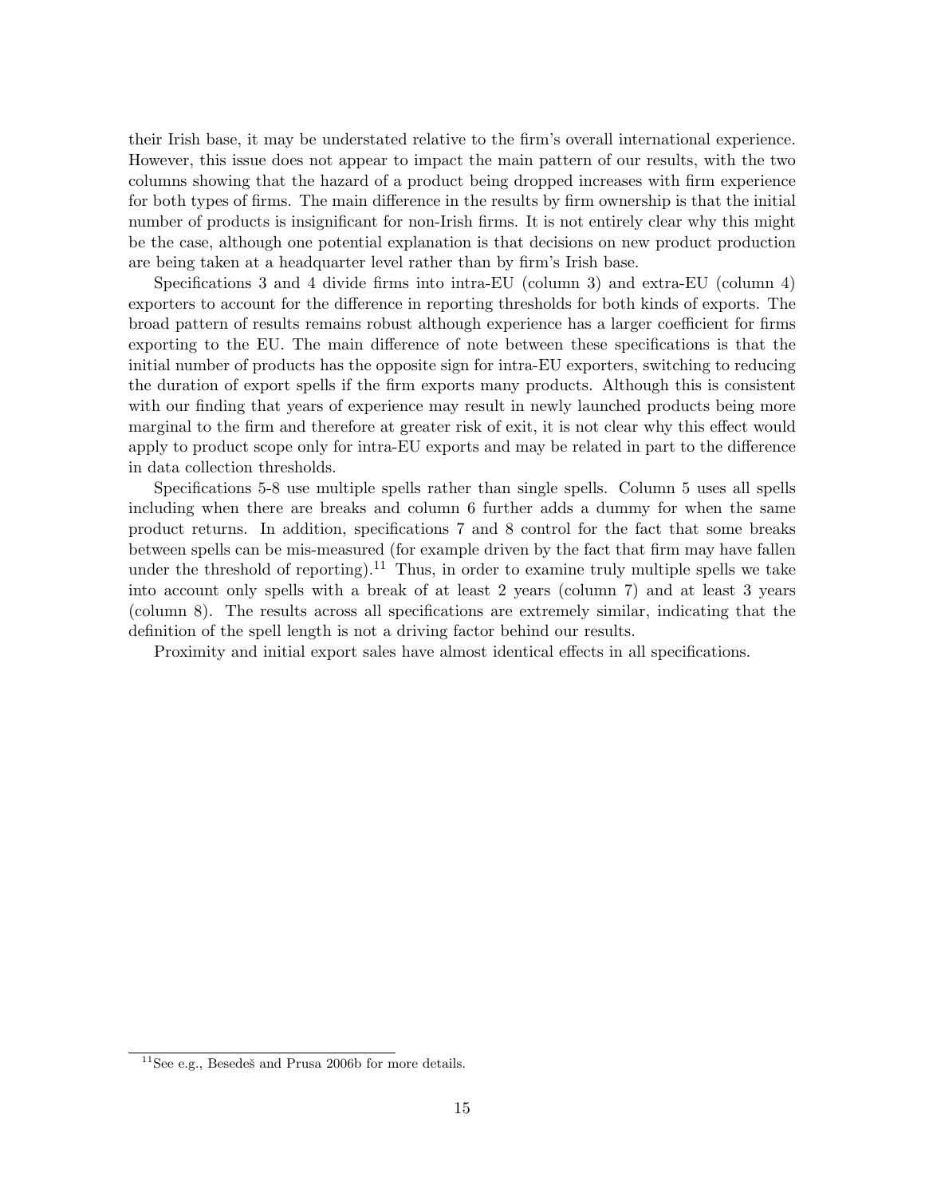their Irish base, it may be understated relative to the firm's overall international experience. However, this issue does not appear to impact the main pattern of our results, with the two columns showing that the hazard of a product being dropped increases with firm experience for both types of firms. The main difference in the results by firm ownership is that the initial number of products is insignificant for non-Irish firms. It is not entirely clear why this might be the case, although one potential explanation is that decisions on new product production are being taken at a headquarter level rather than by firm's Irish base.

Specifications 3 and 4 divide firms into intra-EU (column 3) and extra-EU (column 4) exporters to account for the difference in reporting thresholds for both kinds of exports. The broad pattern of results remains robust although experience has a larger coefficient for firms exporting to the EU. The main difference of note between these specifications is that the initial number of products has the opposite sign for intra-EU exporters, switching to reducing the duration of export spells if the firm exports many products. Although this is consistent with our finding that years of experience may result in newly launched products being more marginal to the firm and therefore at greater risk of exit, it is not clear why this effect would apply to product scope only for intra-EU exports and may be related in part to the difference in data collection thresholds.

Specifications 5-8 use multiple spells rather than single spells. Column 5 uses all spells including when there are breaks and column 6 further adds a dummy for when the same product returns. In addition, specifications 7 and 8 control for the fact that some breaks between spells can be mis-measured (for example driven by the fact that firm may have fallen under the threshold of reporting).[11] Thus, in order to examine truly multiple spells we take into account only spells with a break of at least 2 years (column 7) and at least 3 years (column 8). The results across all specifications are extremely similar, indicating that the definition of the spell length is not a driving factor behind our results.

Proximity and initial export sales have almost identical effects in all specifications.

[11] See e.g., Besedeš and Prusa 2006b for more details.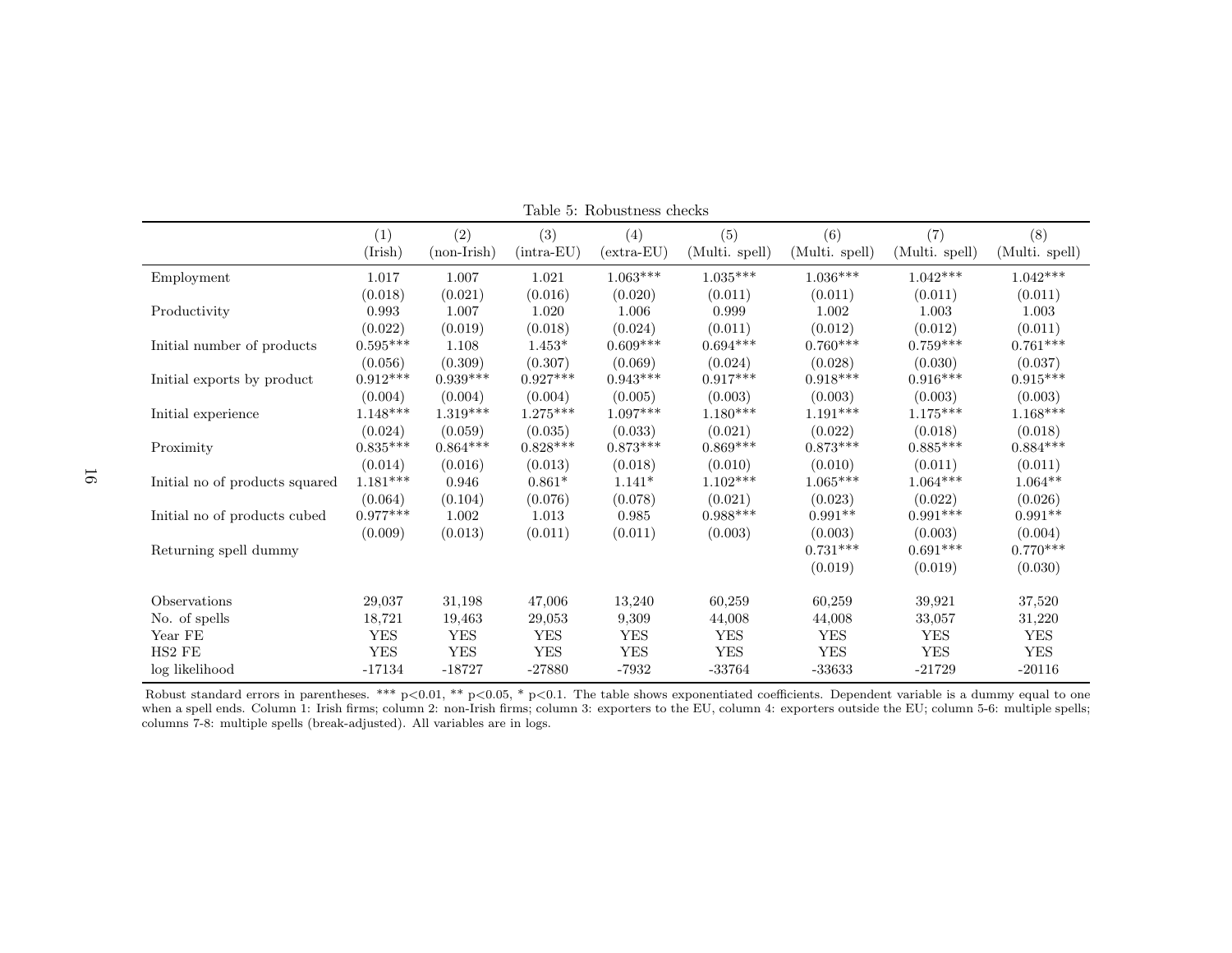Table 5: Robustness checks

| | (1) (Irish) | (2) (non-Irish) | (3) (intra-EU) | (4) (extra-EU) | (5) (Multi. spell) | (6) (Multi. spell) | (7) (Multi. spell) | (8) (Multi. spell) |
|---|---|---|---|---|---|---|---|---|
| Employment | 1.017 | 1.007 | 1.021 | 1.063*** | 1.035*** | 1.036*** | 1.042*** | 1.042*** |
| | (0.018) | (0.021) | (0.016) | (0.020) | (0.011) | (0.011) | (0.011) | (0.011) |
| Productivity | 0.993 | 1.007 | 1.020 | 1.006 | 0.999 | 1.002 | 1.003 | 1.003 |
| | (0.022) | (0.019) | (0.018) | (0.024) | (0.011) | (0.012) | (0.012) | (0.011) |
| Initial number of products | 0.595*** | 1.108 | 1.453* | 0.609*** | 0.694*** | 0.760*** | 0.759*** | 0.761*** |
| | (0.056) | (0.309) | (0.307) | (0.069) | (0.024) | (0.028) | (0.030) | (0.037) |
| Initial exports by product | 0.912*** | 0.939*** | 0.927*** | 0.943*** | 0.917*** | 0.918*** | 0.916*** | 0.915*** |
| | (0.004) | (0.004) | (0.004) | (0.005) | (0.003) | (0.003) | (0.003) | (0.003) |
| Initial experience | 1.148*** | 1.319*** | 1.275*** | 1.097*** | 1.180*** | 1.191*** | 1.175*** | 1.168*** |
| | (0.024) | (0.059) | (0.035) | (0.033) | (0.021) | (0.022) | (0.018) | (0.018) |
| Proximity | 0.835*** | 0.864*** | 0.828*** | 0.873*** | 0.869*** | 0.873*** | 0.885*** | 0.884*** |
| | (0.014) | (0.016) | (0.013) | (0.018) | (0.010) | (0.010) | (0.011) | (0.011) |
| Initial no of products squared | 1.181*** | 0.946 | 0.861* | 1.141* | 1.102*** | 1.065*** | 1.064*** | 1.064** |
| | (0.064) | (0.104) | (0.076) | (0.078) | (0.021) | (0.023) | (0.022) | (0.026) |
| Initial no of products cubed | 0.977*** | 1.002 | 1.013 | 0.985 | 0.988*** | 0.991** | 0.991*** | 0.991** |
| | (0.009) | (0.013) | (0.011) | (0.011) | (0.003) | (0.003) | (0.003) | (0.004) |
| Returning spell dummy | | | | | | 0.731*** | 0.691*** | 0.770*** |
| | | | | | | (0.019) | (0.019) | (0.030) |
| Observations | 29,037 | 31,198 | 47,006 | 13,240 | 60,259 | 60,259 | 39,921 | 37,520 |
| No. of spells | 18,721 | 19,463 | 29,053 | 9,309 | 44,008 | 44,008 | 33,057 | 31,220 |
| Year FE | YES | YES | YES | YES | YES | YES | YES | YES |
| HS2 FE | YES | YES | YES | YES | YES | YES | YES | YES |
| log likelihood | -17134 | -18727 | -27880 | -7932 | -33764 | -33633 | -21729 | -20116 |

Robust standard errors in parentheses. *** p<0.01, ** p<0.05, * p<0.1. The table shows exponentiated coefficients. Dependent variable is a dummy equal to one when a spell ends. Column 1: Irish firms; column 2: non-Irish firms; column 3: exporters to the EU, column 4: exporters outside the EU; column 5-6: multiple spells; columns 7-8: multiple spells (break-adjusted). All variables are in logs.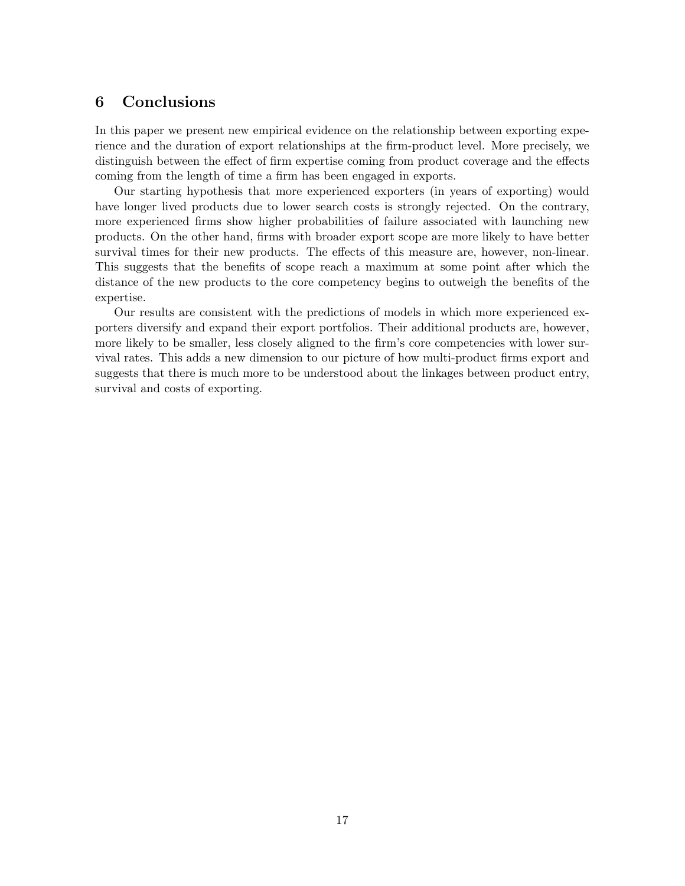## 6 Conclusions

In this paper we present new empirical evidence on the relationship between exporting experience and the duration of export relationships at the firm-product level. More precisely, we distinguish between the effect of firm expertise coming from product coverage and the effects coming from the length of time a firm has been engaged in exports.

Our starting hypothesis that more experienced exporters (in years of exporting) would have longer lived products due to lower search costs is strongly rejected. On the contrary, more experienced firms show higher probabilities of failure associated with launching new products. On the other hand, firms with broader export scope are more likely to have better survival times for their new products. The effects of this measure are, however, non-linear. This suggests that the benefits of scope reach a maximum at some point after which the distance of the new products to the core competency begins to outweigh the benefits of the expertise.

Our results are consistent with the predictions of models in which more experienced exporters diversify and expand their export portfolios. Their additional products are, however, more likely to be smaller, less closely aligned to the firm's core competencies with lower survival rates. This adds a new dimension to our picture of how multi-product firms export and suggests that there is much more to be understood about the linkages between product entry, survival and costs of exporting.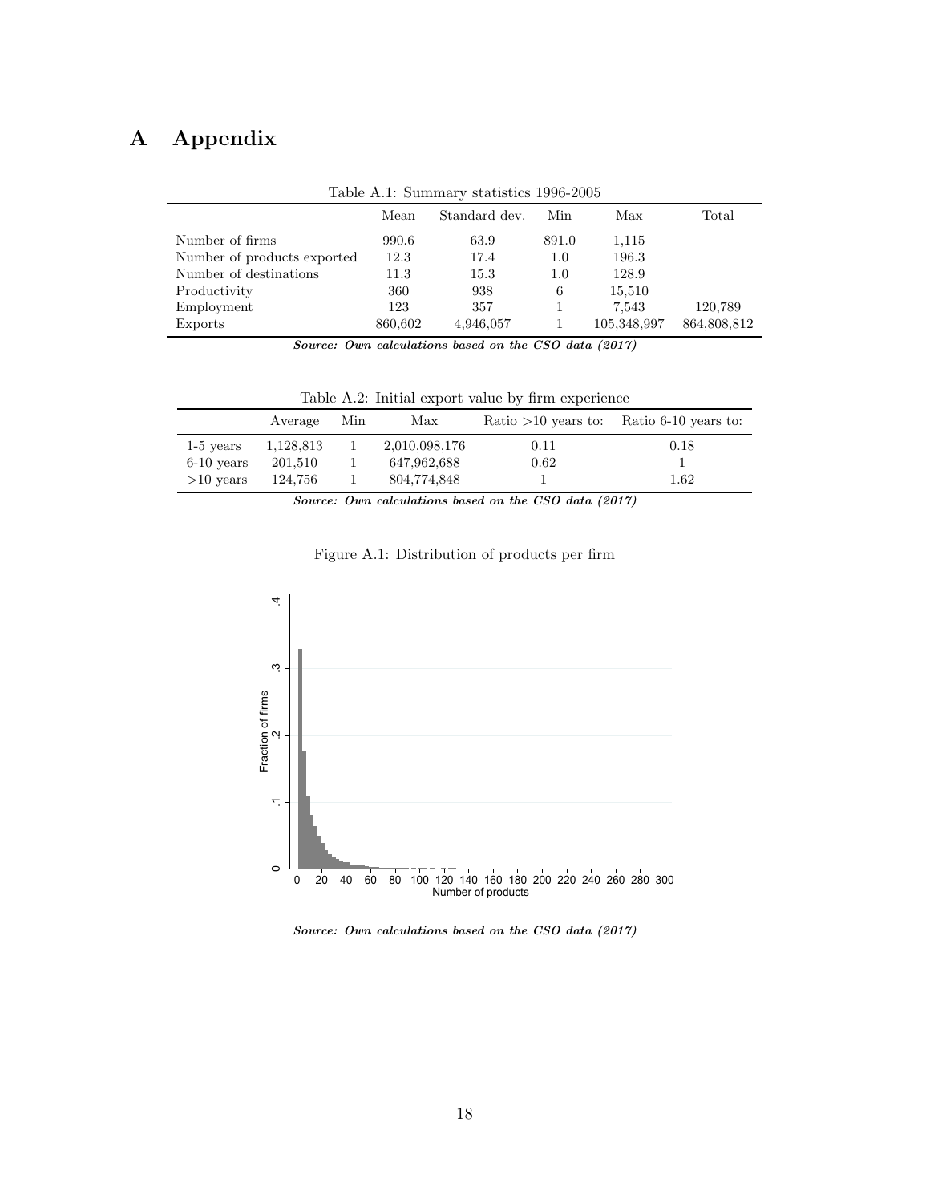# A Appendix

Table A.1: Summary statistics 1996-2005

| | Mean | Standard dev. | Min | Max | Total |
|---|---|---|---|---|---|
| Number of firms | 990.6 | 63.9 | 891.0 | 1,115 | |
| Number of products exported | 12.3 | 17.4 | 1.0 | 196.3 | |
| Number of destinations | 11.3 | 15.3 | 1.0 | 128.9 | |
| Productivity | 360 | 938 | 6 | 15,510 | |
| Employment | 123 | 357 | 1 | 7,543 | 120,789 |
| Exports | 860,602 | 4,946,057 | 1 | 105,348,997 | 864,808,812 |

***Source: Own calculations based on the CSO data (2017)***

Table A.2: Initial export value by firm experience

| | Average | Min | Max | Ratio >10 years to: | Ratio 6-10 years to: |
|---|---|---|---|---|---|
| 1-5 years | 1,128,813 | 1 | 2,010,098,176 | 0.11 | 0.18 |
| 6-10 years | 201,510 | 1 | 647,962,688 | 0.62 | 1 |
| >10 years | 124,756 | 1 | 804,774,848 | 1 | 1.62 |

***Source: Own calculations based on the CSO data (2017)***

Figure A.1: Distribution of products per firm

***Source: Own calculations based on the CSO data (2017)***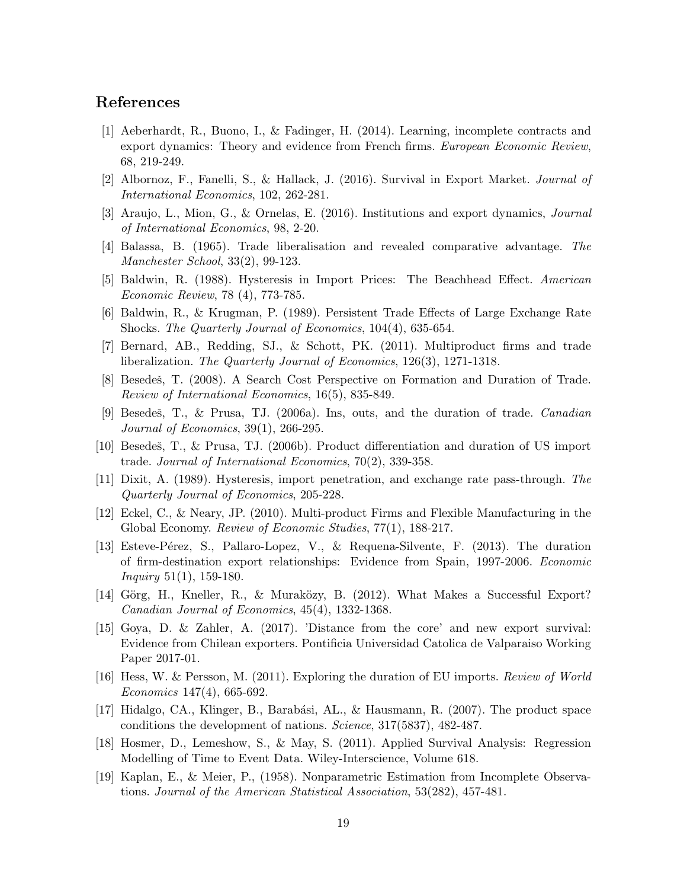## References

[1] Aeberhardt, R., Buono, I., & Fadinger, H. (2014). Learning, incomplete contracts and export dynamics: Theory and evidence from French firms. *European Economic Review*, 68, 219-249.

[2] Albornoz, F., Fanelli, S., & Hallack, J. (2016). Survival in Export Market. *Journal of International Economics*, 102, 262-281.

[3] Araujo, L., Mion, G., & Ornelas, E. (2016). Institutions and export dynamics, *Journal of International Economics*, 98, 2-20.

[4] Balassa, B. (1965). Trade liberalisation and revealed comparative advantage. *The Manchester School*, 33(2), 99-123.

[5] Baldwin, R. (1988). Hysteresis in Import Prices: The Beachhead Effect. *American Economic Review*, 78 (4), 773-785.

[6] Baldwin, R., & Krugman, P. (1989). Persistent Trade Effects of Large Exchange Rate Shocks. *The Quarterly Journal of Economics*, 104(4), 635-654.

[7] Bernard, AB., Redding, SJ., & Schott, PK. (2011). Multiproduct firms and trade liberalization. *The Quarterly Journal of Economics*, 126(3), 1271-1318.

[8] Besedeš, T. (2008). A Search Cost Perspective on Formation and Duration of Trade. *Review of International Economics*, 16(5), 835-849.

[9] Besedeš, T., & Prusa, TJ. (2006a). Ins, outs, and the duration of trade. *Canadian Journal of Economics*, 39(1), 266-295.

[10] Besedeš, T., & Prusa, TJ. (2006b). Product differentiation and duration of US import trade. *Journal of International Economics*, 70(2), 339-358.

[11] Dixit, A. (1989). Hysteresis, import penetration, and exchange rate pass-through. *The Quarterly Journal of Economics*, 205-228.

[12] Eckel, C., & Neary, JP. (2010). Multi-product Firms and Flexible Manufacturing in the Global Economy. *Review of Economic Studies*, 77(1), 188-217.

[13] Esteve-Pérez, S., Pallaro-Lopez, V., & Requena-Silvente, F. (2013). The duration of firm-destination export relationships: Evidence from Spain, 1997-2006. *Economic Inquiry* 51(1), 159-180.

[14] Görg, H., Kneller, R., & Muraközy, B. (2012). What Makes a Successful Export? *Canadian Journal of Economics*, 45(4), 1332-1368.

[15] Goya, D. & Zahler, A. (2017). 'Distance from the core' and new export survival: Evidence from Chilean exporters. Pontificia Universidad Catolica de Valparaiso Working Paper 2017-01.

[16] Hess, W. & Persson, M. (2011). Exploring the duration of EU imports. *Review of World Economics* 147(4), 665-692.

[17] Hidalgo, CA., Klinger, B., Barabási, AL., & Hausmann, R. (2007). The product space conditions the development of nations. *Science*, 317(5837), 482-487.

[18] Hosmer, D., Lemeshow, S., & May, S. (2011). Applied Survival Analysis: Regression Modelling of Time to Event Data. Wiley-Interscience, Volume 618.

[19] Kaplan, E., & Meier, P., (1958). Nonparametric Estimation from Incomplete Observations. *Journal of the American Statistical Association*, 53(282), 457-481.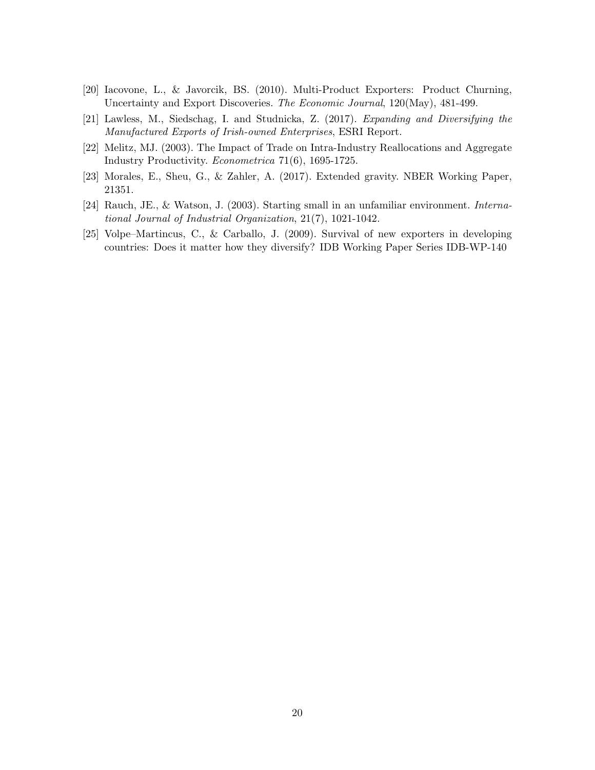[20] Iacovone, L., & Javorcik, BS. (2010). Multi-Product Exporters: Product Churning, Uncertainty and Export Discoveries. *The Economic Journal*, 120(May), 481-499.

[21] Lawless, M., Siedschag, I. and Studnicka, Z. (2017). *Expanding and Diversifying the Manufactured Exports of Irish-owned Enterprises*, ESRI Report.

[22] Melitz, MJ. (2003). The Impact of Trade on Intra-Industry Reallocations and Aggregate Industry Productivity. *Econometrica* 71(6), 1695-1725.

[23] Morales, E., Sheu, G., & Zahler, A. (2017). Extended gravity. NBER Working Paper, 21351.

[24] Rauch, JE., & Watson, J. (2003). Starting small in an unfamiliar environment. *International Journal of Industrial Organization*, 21(7), 1021-1042.

[25] Volpe–Martincus, C., & Carballo, J. (2009). Survival of new exporters in developing countries: Does it matter how they diversify? IDB Working Paper Series IDB-WP-140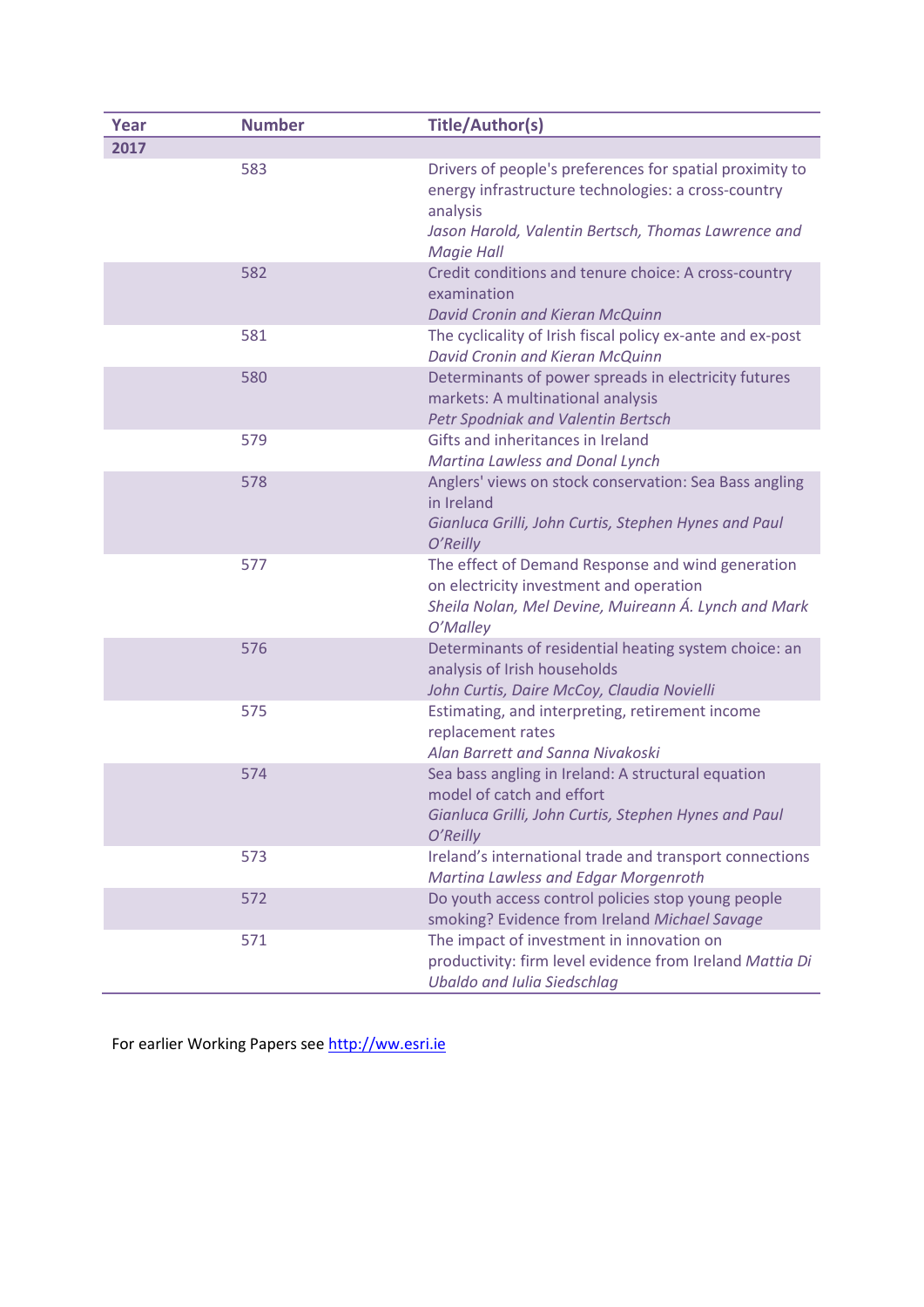| Year | Number | Title/Author(s) |
|---|---|---|
| 2017 | | |
| | 583 | Drivers of people's preferences for spatial proximity to energy infrastructure technologies: a cross-country analysis<br>*Jason Harold, Valentin Bertsch, Thomas Lawrence and Magie Hall* |
| | 582 | Credit conditions and tenure choice: A cross-country examination<br>*David Cronin and Kieran McQuinn* |
| | 581 | The cyclicality of Irish fiscal policy ex-ante and ex-post<br>*David Cronin and Kieran McQuinn* |
| | 580 | Determinants of power spreads in electricity futures markets: A multinational analysis<br>*Petr Spodniak and Valentin Bertsch* |
| | 579 | Gifts and inheritances in Ireland<br>*Martina Lawless and Donal Lynch* |
| | 578 | Anglers' views on stock conservation: Sea Bass angling in Ireland<br>*Gianluca Grilli, John Curtis, Stephen Hynes and Paul O'Reilly* |
| | 577 | The effect of Demand Response and wind generation on electricity investment and operation<br>*Sheila Nolan, Mel Devine, Muireann Á. Lynch and Mark O'Malley* |
| | 576 | Determinants of residential heating system choice: an analysis of Irish households<br>*John Curtis, Daire McCoy, Claudia Novielli* |
| | 575 | Estimating, and interpreting, retirement income replacement rates<br>*Alan Barrett and Sanna Nivakoski* |
| | 574 | Sea bass angling in Ireland: A structural equation model of catch and effort<br>*Gianluca Grilli, John Curtis, Stephen Hynes and Paul O'Reilly* |
| | 573 | Ireland's international trade and transport connections<br>*Martina Lawless and Edgar Morgenroth* |
| | 572 | Do youth access control policies stop young people smoking? Evidence from Ireland *Michael Savage* |
| | 571 | The impact of investment in innovation on productivity: firm level evidence from Ireland *Mattia Di Ubaldo and Iulia Siedschlag* |

For earlier Working Papers see http://ww.esri.ie